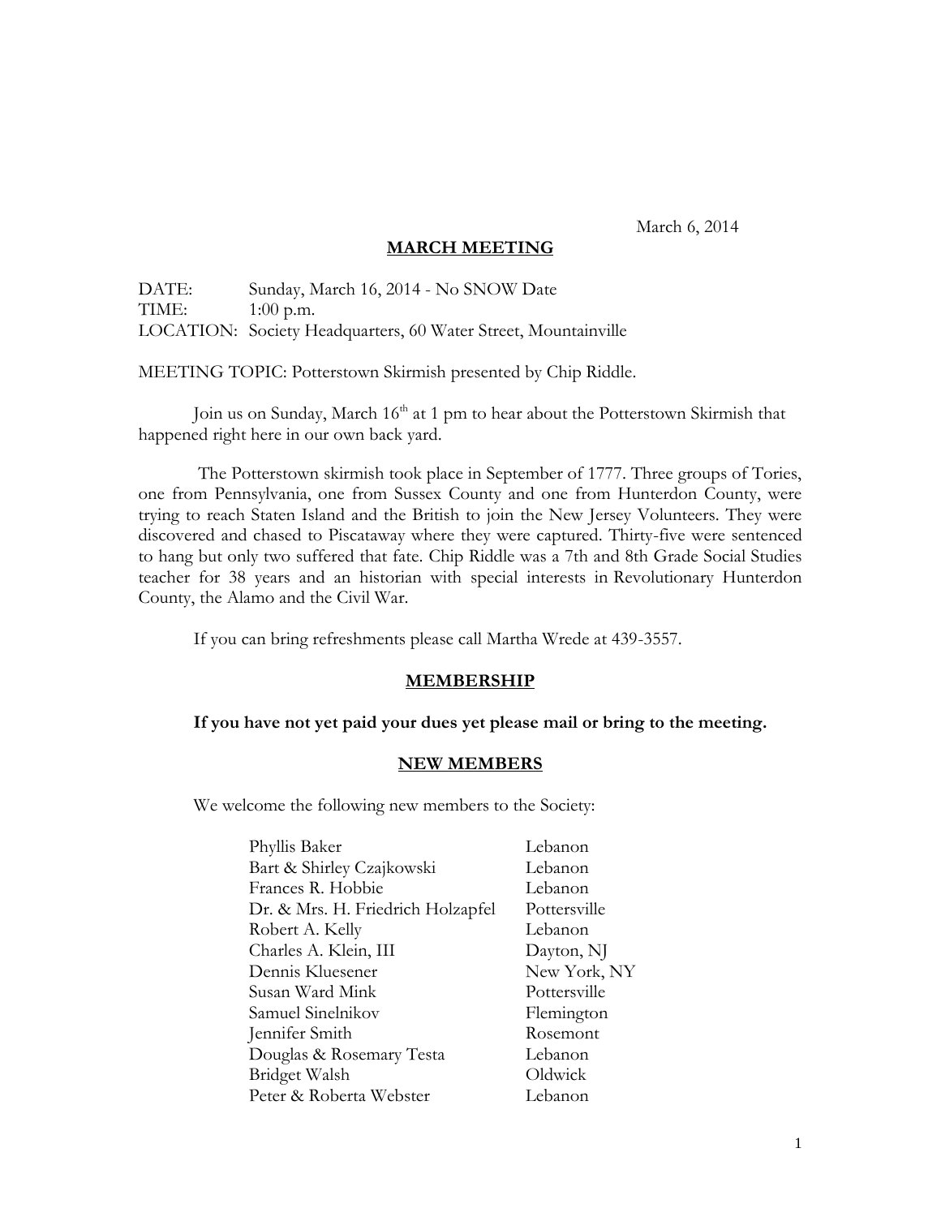March 6, 2014

## MARCH MEETING

DATE: Sunday, March 16, 2014 - No SNOW Date
TIME: 1:00 p.m.
LOCATION: Society Headquarters, 60 Water Street, Mountainville

MEETING TOPIC: Potterstown Skirmish presented by Chip Riddle.

Join us on Sunday, March 16th at 1 pm to hear about the Potterstown Skirmish that happened right here in our own back yard.

The Potterstown skirmish took place in September of 1777. Three groups of Tories, one from Pennsylvania, one from Sussex County and one from Hunterdon County, were trying to reach Staten Island and the British to join the New Jersey Volunteers. They were discovered and chased to Piscataway where they were captured. Thirty-five were sentenced to hang but only two suffered that fate. Chip Riddle was a 7th and 8th Grade Social Studies teacher for 38 years and an historian with special interests in Revolutionary Hunterdon County, the Alamo and the Civil War.

If you can bring refreshments please call Martha Wrede at 439-3557.

## MEMBERSHIP

**If you have not yet paid your dues yet please mail or bring to the meeting.**

## NEW MEMBERS

We welcome the following new members to the Society:

| | |
|---|---|
| Phyllis Baker | Lebanon |
| Bart & Shirley Czajkowski | Lebanon |
| Frances R. Hobbie | Lebanon |
| Dr. & Mrs. H. Friedrich Holzapfel | Pottersville |
| Robert A. Kelly | Lebanon |
| Charles A. Klein, III | Dayton, NJ |
| Dennis Kluesener | New York, NY |
| Susan Ward Mink | Pottersville |
| Samuel Sinelnikov | Flemington |
| Jennifer Smith | Rosemont |
| Douglas & Rosemary Testa | Lebanon |
| Bridget Walsh | Oldwick |
| Peter & Roberta Webster | Lebanon |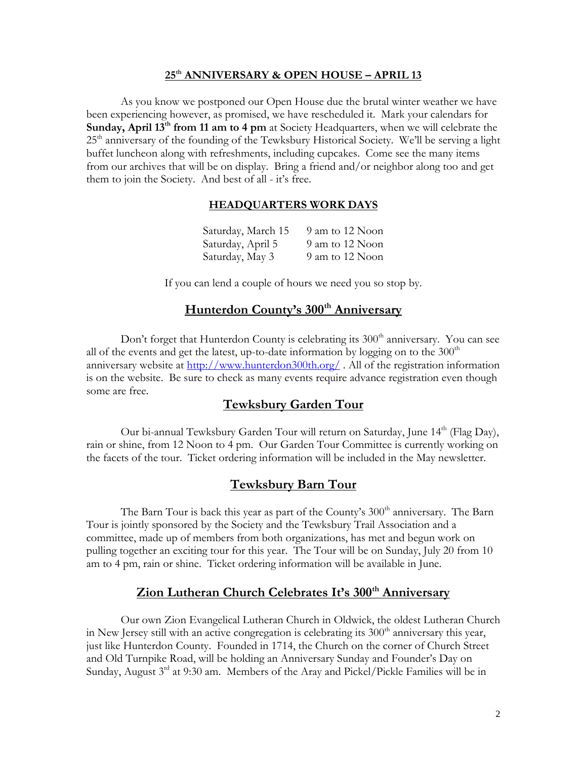## 25th ANNIVERSARY & OPEN HOUSE – APRIL 13

As you know we postponed our Open House due the brutal winter weather we have been experiencing however, as promised, we have rescheduled it. Mark your calendars for **Sunday, April 13th from 11 am to 4 pm** at Society Headquarters, when we will celebrate the 25th anniversary of the founding of the Tewksbury Historical Society. We'll be serving a light buffet luncheon along with refreshments, including cupcakes. Come see the many items from our archives that will be on display. Bring a friend and/or neighbor along too and get them to join the Society. And best of all - it's free.

## HEADQUARTERS WORK DAYS

| | |
|---|---|
| Saturday, March 15 | 9 am to 12 Noon |
| Saturday, April 5 | 9 am to 12 Noon |
| Saturday, May 3 | 9 am to 12 Noon |

If you can lend a couple of hours we need you so stop by.

## Hunterdon County's 300th Anniversary

Don't forget that Hunterdon County is celebrating its 300th anniversary. You can see all of the events and get the latest, up-to-date information by logging on to the 300th anniversary website at http://www.hunterdon300th.org/ . All of the registration information is on the website. Be sure to check as many events require advance registration even though some are free.

## Tewksbury Garden Tour

Our bi-annual Tewksbury Garden Tour will return on Saturday, June 14th (Flag Day), rain or shine, from 12 Noon to 4 pm. Our Garden Tour Committee is currently working on the facets of the tour. Ticket ordering information will be included in the May newsletter.

## Tewksbury Barn Tour

The Barn Tour is back this year as part of the County's 300th anniversary. The Barn Tour is jointly sponsored by the Society and the Tewksbury Trail Association and a committee, made up of members from both organizations, has met and begun work on pulling together an exciting tour for this year. The Tour will be on Sunday, July 20 from 10 am to 4 pm, rain or shine. Ticket ordering information will be available in June.

## Zion Lutheran Church Celebrates It's 300th Anniversary

Our own Zion Evangelical Lutheran Church in Oldwick, the oldest Lutheran Church in New Jersey still with an active congregation is celebrating its 300th anniversary this year, just like Hunterdon County. Founded in 1714, the Church on the corner of Church Street and Old Turnpike Road, will be holding an Anniversary Sunday and Founder's Day on Sunday, August 3rd at 9:30 am. Members of the Aray and Pickel/Pickle Families will be in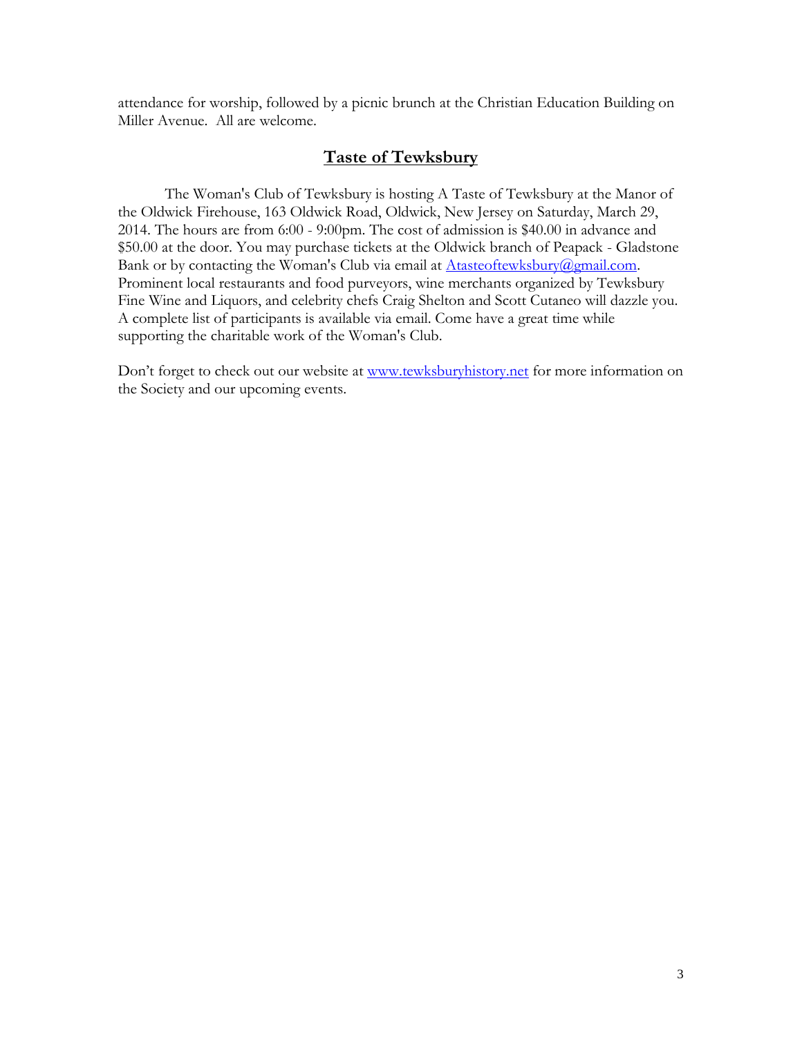attendance for worship, followed by a picnic brunch at the Christian Education Building on Miller Avenue. All are welcome.

## **Taste of Tewksbury**

The Woman's Club of Tewksbury is hosting A Taste of Tewksbury at the Manor of the Oldwick Firehouse, 163 Oldwick Road, Oldwick, New Jersey on Saturday, March 29, 2014. The hours are from 6:00 - 9:00pm. The cost of admission is $40.00 in advance and $50.00 at the door. You may purchase tickets at the Oldwick branch of Peapack - Gladstone Bank or by contacting the Woman's Club via email at Atasteoftewksbury@gmail.com. Prominent local restaurants and food purveyors, wine merchants organized by Tewksbury Fine Wine and Liquors, and celebrity chefs Craig Shelton and Scott Cutaneo will dazzle you. A complete list of participants is available via email. Come have a great time while supporting the charitable work of the Woman's Club.

Don't forget to check out our website at www.tewksburyhistory.net for more information on the Society and our upcoming events.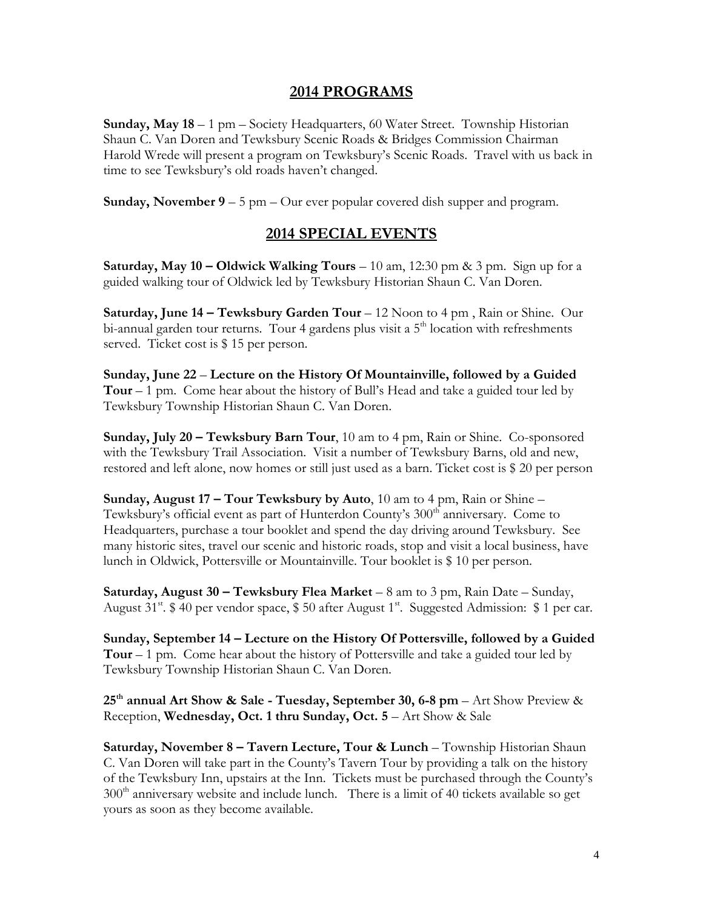## 2014 PROGRAMS

**Sunday, May 18** – 1 pm – Society Headquarters, 60 Water Street. Township Historian Shaun C. Van Doren and Tewksbury Scenic Roads & Bridges Commission Chairman Harold Wrede will present a program on Tewksbury's Scenic Roads. Travel with us back in time to see Tewksbury's old roads haven't changed.

**Sunday, November 9** – 5 pm – Our ever popular covered dish supper and program.

## 2014 SPECIAL EVENTS

**Saturday, May 10 – Oldwick Walking Tours** – 10 am, 12:30 pm & 3 pm. Sign up for a guided walking tour of Oldwick led by Tewksbury Historian Shaun C. Van Doren.

**Saturday, June 14 – Tewksbury Garden Tour** – 12 Noon to 4 pm , Rain or Shine. Our bi-annual garden tour returns. Tour 4 gardens plus visit a 5th location with refreshments served. Ticket cost is $ 15 per person.

**Sunday, June 22** – **Lecture on the History Of Mountainville, followed by a Guided Tour** – 1 pm. Come hear about the history of Bull's Head and take a guided tour led by Tewksbury Township Historian Shaun C. Van Doren.

**Sunday, July 20 – Tewksbury Barn Tour**, 10 am to 4 pm, Rain or Shine. Co-sponsored with the Tewksbury Trail Association. Visit a number of Tewksbury Barns, old and new, restored and left alone, now homes or still just used as a barn. Ticket cost is $ 20 per person

**Sunday, August 17 – Tour Tewksbury by Auto**, 10 am to 4 pm, Rain or Shine – Tewksbury's official event as part of Hunterdon County's 300th anniversary. Come to Headquarters, purchase a tour booklet and spend the day driving around Tewksbury. See many historic sites, travel our scenic and historic roads, stop and visit a local business, have lunch in Oldwick, Pottersville or Mountainville. Tour booklet is $ 10 per person.

**Saturday, August 30 – Tewksbury Flea Market** – 8 am to 3 pm, Rain Date – Sunday, August 31st. $ 40 per vendor space, $ 50 after August 1st. Suggested Admission: $ 1 per car.

**Sunday, September 14 – Lecture on the History Of Pottersville, followed by a Guided Tour** – 1 pm. Come hear about the history of Pottersville and take a guided tour led by Tewksbury Township Historian Shaun C. Van Doren.

**25th annual Art Show & Sale - Tuesday, September 30, 6-8 pm** – Art Show Preview & Reception, **Wednesday, Oct. 1 thru Sunday, Oct. 5** – Art Show & Sale

**Saturday, November 8 – Tavern Lecture, Tour & Lunch** – Township Historian Shaun C. Van Doren will take part in the County's Tavern Tour by providing a talk on the history of the Tewksbury Inn, upstairs at the Inn. Tickets must be purchased through the County's 300th anniversary website and include lunch. There is a limit of 40 tickets available so get yours as soon as they become available.